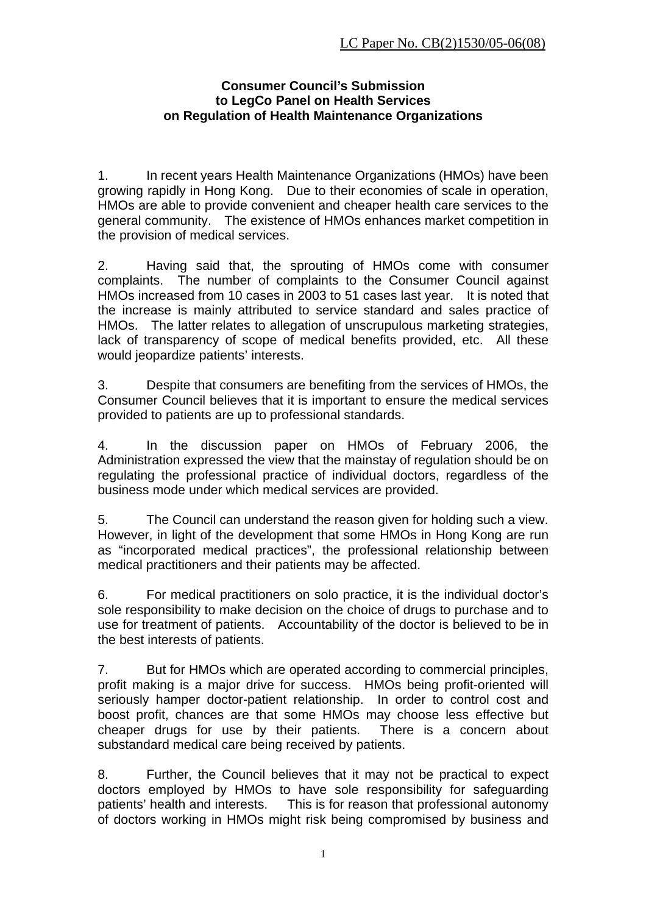LC Paper No. CB(2)1530/05-06(08)

**Consumer Council's Submission**
**to LegCo Panel on Health Services**
**on Regulation of Health Maintenance Organizations**

1. In recent years Health Maintenance Organizations (HMOs) have been growing rapidly in Hong Kong. Due to their economies of scale in operation, HMOs are able to provide convenient and cheaper health care services to the general community. The existence of HMOs enhances market competition in the provision of medical services.

2. Having said that, the sprouting of HMOs come with consumer complaints. The number of complaints to the Consumer Council against HMOs increased from 10 cases in 2003 to 51 cases last year. It is noted that the increase is mainly attributed to service standard and sales practice of HMOs. The latter relates to allegation of unscrupulous marketing strategies, lack of transparency of scope of medical benefits provided, etc. All these would jeopardize patients' interests.

3. Despite that consumers are benefiting from the services of HMOs, the Consumer Council believes that it is important to ensure the medical services provided to patients are up to professional standards.

4. In the discussion paper on HMOs of February 2006, the Administration expressed the view that the mainstay of regulation should be on regulating the professional practice of individual doctors, regardless of the business mode under which medical services are provided.

5. The Council can understand the reason given for holding such a view. However, in light of the development that some HMOs in Hong Kong are run as "incorporated medical practices", the professional relationship between medical practitioners and their patients may be affected.

6. For medical practitioners on solo practice, it is the individual doctor's sole responsibility to make decision on the choice of drugs to purchase and to use for treatment of patients. Accountability of the doctor is believed to be in the best interests of patients.

7. But for HMOs which are operated according to commercial principles, profit making is a major drive for success. HMOs being profit-oriented will seriously hamper doctor-patient relationship. In order to control cost and boost profit, chances are that some HMOs may choose less effective but cheaper drugs for use by their patients. There is a concern about substandard medical care being received by patients.

8. Further, the Council believes that it may not be practical to expect doctors employed by HMOs to have sole responsibility for safeguarding patients' health and interests. This is for reason that professional autonomy of doctors working in HMOs might risk being compromised by business and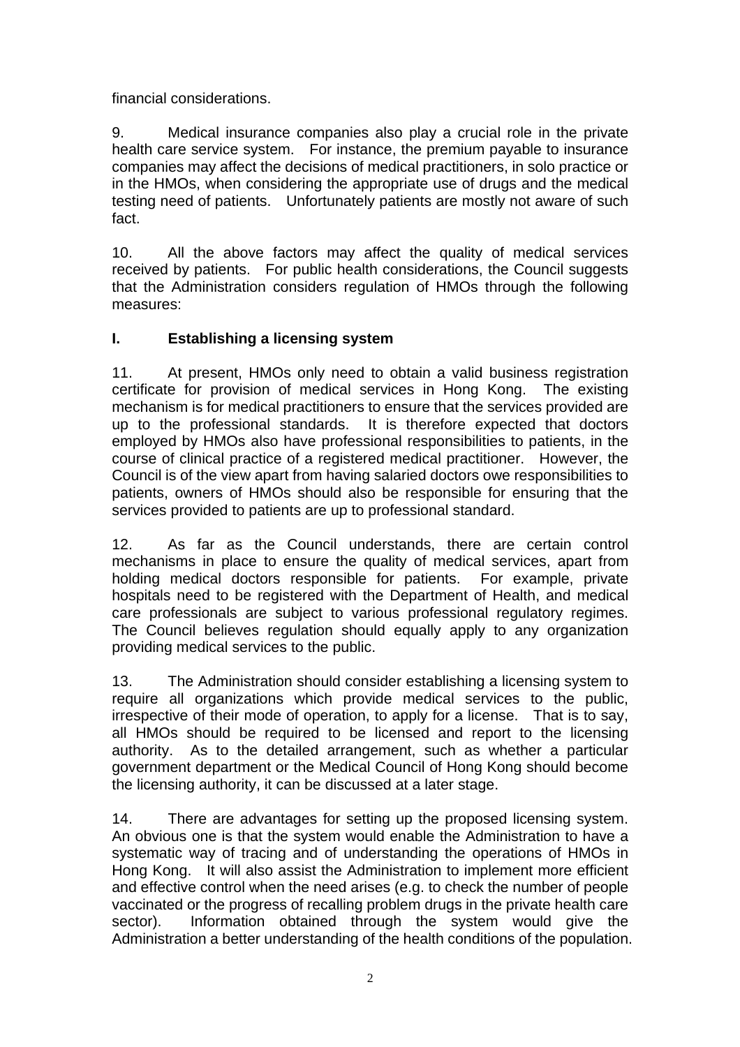financial considerations.

9. Medical insurance companies also play a crucial role in the private health care service system. For instance, the premium payable to insurance companies may affect the decisions of medical practitioners, in solo practice or in the HMOs, when considering the appropriate use of drugs and the medical testing need of patients. Unfortunately patients are mostly not aware of such fact.

10. All the above factors may affect the quality of medical services received by patients. For public health considerations, the Council suggests that the Administration considers regulation of HMOs through the following measures:

**I. Establishing a licensing system**

11. At present, HMOs only need to obtain a valid business registration certificate for provision of medical services in Hong Kong. The existing mechanism is for medical practitioners to ensure that the services provided are up to the professional standards. It is therefore expected that doctors employed by HMOs also have professional responsibilities to patients, in the course of clinical practice of a registered medical practitioner. However, the Council is of the view apart from having salaried doctors owe responsibilities to patients, owners of HMOs should also be responsible for ensuring that the services provided to patients are up to professional standard.

12. As far as the Council understands, there are certain control mechanisms in place to ensure the quality of medical services, apart from holding medical doctors responsible for patients. For example, private hospitals need to be registered with the Department of Health, and medical care professionals are subject to various professional regulatory regimes. The Council believes regulation should equally apply to any organization providing medical services to the public.

13. The Administration should consider establishing a licensing system to require all organizations which provide medical services to the public, irrespective of their mode of operation, to apply for a license. That is to say, all HMOs should be required to be licensed and report to the licensing authority. As to the detailed arrangement, such as whether a particular government department or the Medical Council of Hong Kong should become the licensing authority, it can be discussed at a later stage.

14. There are advantages for setting up the proposed licensing system. An obvious one is that the system would enable the Administration to have a systematic way of tracing and of understanding the operations of HMOs in Hong Kong. It will also assist the Administration to implement more efficient and effective control when the need arises (e.g. to check the number of people vaccinated or the progress of recalling problem drugs in the private health care sector). Information obtained through the system would give the Administration a better understanding of the health conditions of the population.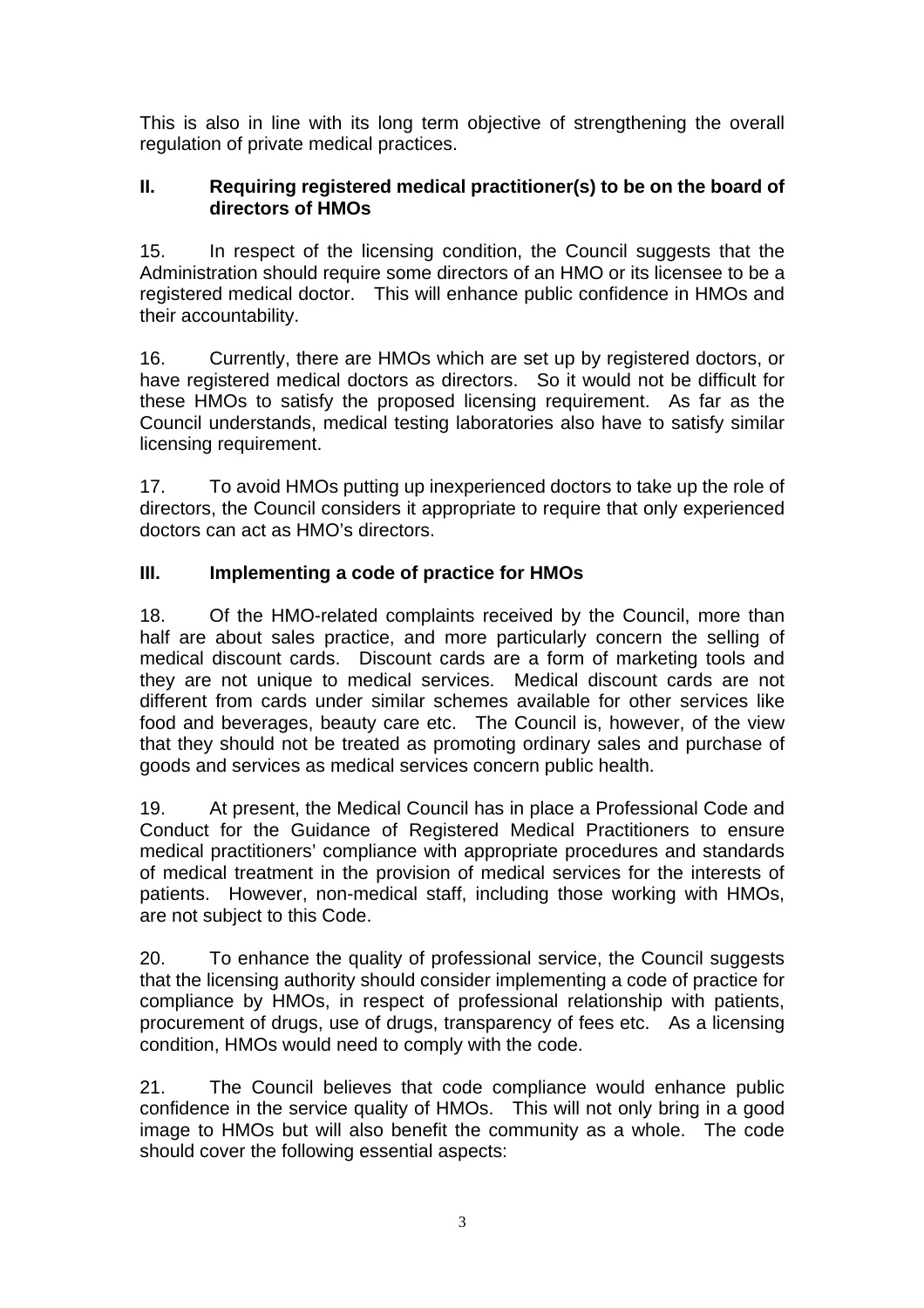This is also in line with its long term objective of strengthening the overall regulation of private medical practices.

### II. Requiring registered medical practitioner(s) to be on the board of directors of HMOs

15. In respect of the licensing condition, the Council suggests that the Administration should require some directors of an HMO or its licensee to be a registered medical doctor. This will enhance public confidence in HMOs and their accountability.

16. Currently, there are HMOs which are set up by registered doctors, or have registered medical doctors as directors. So it would not be difficult for these HMOs to satisfy the proposed licensing requirement. As far as the Council understands, medical testing laboratories also have to satisfy similar licensing requirement.

17. To avoid HMOs putting up inexperienced doctors to take up the role of directors, the Council considers it appropriate to require that only experienced doctors can act as HMO's directors.

### III. Implementing a code of practice for HMOs

18. Of the HMO-related complaints received by the Council, more than half are about sales practice, and more particularly concern the selling of medical discount cards. Discount cards are a form of marketing tools and they are not unique to medical services. Medical discount cards are not different from cards under similar schemes available for other services like food and beverages, beauty care etc. The Council is, however, of the view that they should not be treated as promoting ordinary sales and purchase of goods and services as medical services concern public health.

19. At present, the Medical Council has in place a Professional Code and Conduct for the Guidance of Registered Medical Practitioners to ensure medical practitioners' compliance with appropriate procedures and standards of medical treatment in the provision of medical services for the interests of patients. However, non-medical staff, including those working with HMOs, are not subject to this Code.

20. To enhance the quality of professional service, the Council suggests that the licensing authority should consider implementing a code of practice for compliance by HMOs, in respect of professional relationship with patients, procurement of drugs, use of drugs, transparency of fees etc. As a licensing condition, HMOs would need to comply with the code.

21. The Council believes that code compliance would enhance public confidence in the service quality of HMOs. This will not only bring in a good image to HMOs but will also benefit the community as a whole. The code should cover the following essential aspects: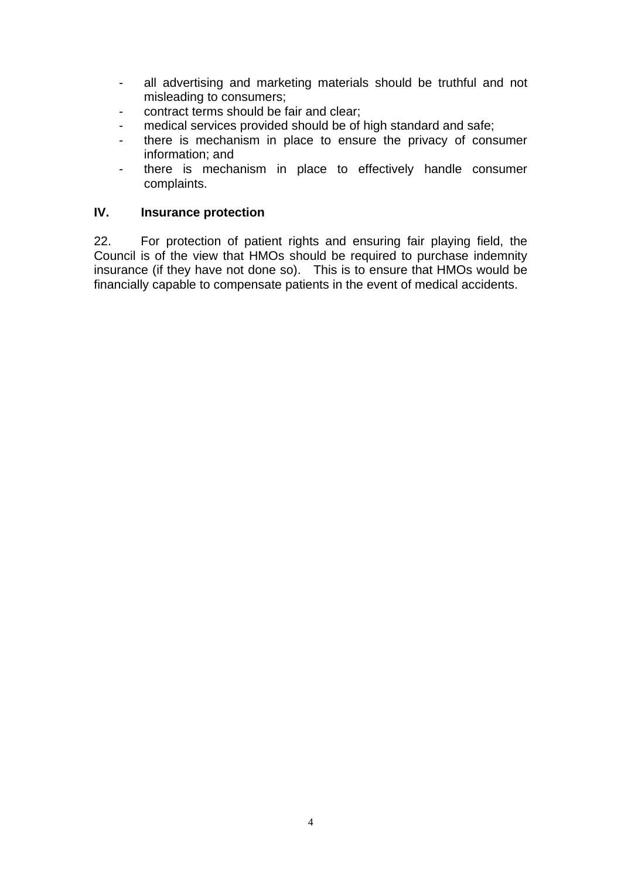- all advertising and marketing materials should be truthful and not misleading to consumers;
- contract terms should be fair and clear;
- medical services provided should be of high standard and safe;
- there is mechanism in place to ensure the privacy of consumer information; and
- there is mechanism in place to effectively handle consumer complaints.

## IV. Insurance protection

22. For protection of patient rights and ensuring fair playing field, the Council is of the view that HMOs should be required to purchase indemnity insurance (if they have not done so). This is to ensure that HMOs would be financially capable to compensate patients in the event of medical accidents.